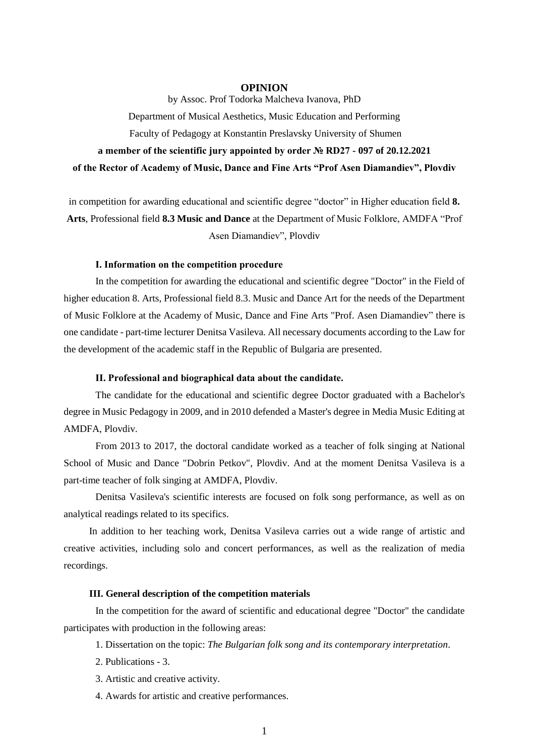# OPINION

by Assoc. Prof Todorka Malcheva Ivanova, PhD

Department of Musical Aesthetics, Music Education and Performing

Faculty of Pedagogy at Konstantin Preslavsky University of Shumen

**a member of the scientific jury appointed by order № RD27 - 097 of 20.12.2021**

**of the Rector of Academy of Music, Dance and Fine Arts "Prof Asen Diamandiev", Plovdiv**

in competition for awarding educational and scientific degree "doctor" in Higher education field **8. Arts**, Professional field **8.3 Music and Dance** at the Department of Music Folklore, AMDFA "Prof Asen Diamandiev", Plovdiv

### I. Information on the competition procedure

In the competition for awarding the educational and scientific degree "Doctor" in the Field of higher education 8. Arts, Professional field 8.3. Music and Dance Art for the needs of the Department of Music Folklore at the Academy of Music, Dance and Fine Arts "Prof. Asen Diamandiev" there is one candidate - part-time lecturer Denitsa Vasileva. All necessary documents according to the Law for the development of the academic staff in the Republic of Bulgaria are presented.

### II. Professional and biographical data about the candidate.

The candidate for the educational and scientific degree Doctor graduated with a Bachelor's degree in Music Pedagogy in 2009, and in 2010 defended a Master's degree in Media Music Editing at AMDFA, Plovdiv.

From 2013 to 2017, the doctoral candidate worked as a teacher of folk singing at National School of Music and Dance "Dobrin Petkov", Plovdiv. And at the moment Denitsa Vasileva is a part-time teacher of folk singing at AMDFA, Plovdiv.

Denitsa Vasileva's scientific interests are focused on folk song performance, as well as on analytical readings related to its specifics.

In addition to her teaching work, Denitsa Vasileva carries out a wide range of artistic and creative activities, including solo and concert performances, as well as the realization of media recordings.

### III. General description of the competition materials

In the competition for the award of scientific and educational degree "Doctor" the candidate participates with production in the following areas:

1. Dissertation on the topic: *The Bulgarian folk song and its contemporary interpretation*.
2. Publications - 3.
3. Artistic and creative activity.
4. Awards for artistic and creative performances.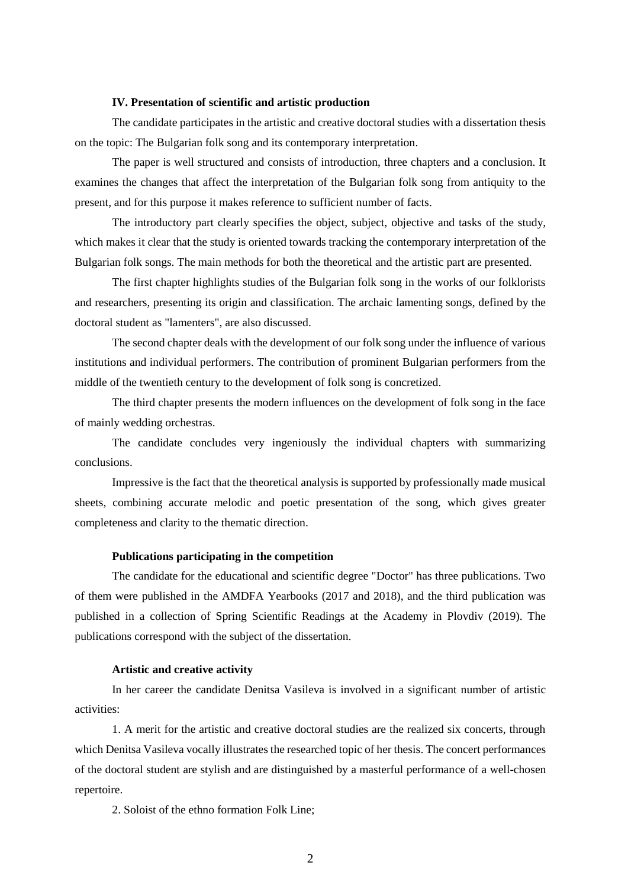### IV. Presentation of scientific and artistic production

The candidate participates in the artistic and creative doctoral studies with a dissertation thesis on the topic: The Bulgarian folk song and its contemporary interpretation.

The paper is well structured and consists of introduction, three chapters and a conclusion. It examines the changes that affect the interpretation of the Bulgarian folk song from antiquity to the present, and for this purpose it makes reference to sufficient number of facts.

The introductory part clearly specifies the object, subject, objective and tasks of the study, which makes it clear that the study is oriented towards tracking the contemporary interpretation of the Bulgarian folk songs. The main methods for both the theoretical and the artistic part are presented.

The first chapter highlights studies of the Bulgarian folk song in the works of our folklorists and researchers, presenting its origin and classification. The archaic lamenting songs, defined by the doctoral student as "lamenters", are also discussed.

The second chapter deals with the development of our folk song under the influence of various institutions and individual performers. The contribution of prominent Bulgarian performers from the middle of the twentieth century to the development of folk song is concretized.

The third chapter presents the modern influences on the development of folk song in the face of mainly wedding orchestras.

The candidate concludes very ingeniously the individual chapters with summarizing conclusions.

Impressive is the fact that the theoretical analysis is supported by professionally made musical sheets, combining accurate melodic and poetic presentation of the song, which gives greater completeness and clarity to the thematic direction.

### Publications participating in the competition

The candidate for the educational and scientific degree "Doctor" has three publications. Two of them were published in the AMDFA Yearbooks (2017 and 2018), and the third publication was published in a collection of Spring Scientific Readings at the Academy in Plovdiv (2019). The publications correspond with the subject of the dissertation.

### Artistic and creative activity

In her career the candidate Denitsa Vasileva is involved in a significant number of artistic activities:

1. A merit for the artistic and creative doctoral studies are the realized six concerts, through which Denitsa Vasileva vocally illustrates the researched topic of her thesis. The concert performances of the doctoral student are stylish and are distinguished by a masterful performance of a well-chosen repertoire.

2. Soloist of the ethno formation Folk Line;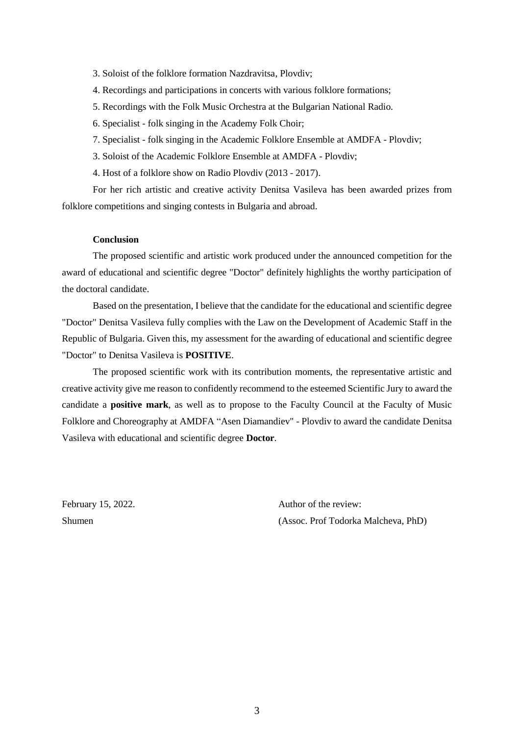3. Soloist of the folklore formation Nazdravitsa, Plovdiv;

4. Recordings and participations in concerts with various folklore formations;

5. Recordings with the Folk Music Orchestra at the Bulgarian National Radio.

6. Specialist - folk singing in the Academy Folk Choir;

7. Specialist - folk singing in the Academic Folklore Ensemble at AMDFA - Plovdiv;

3. Soloist of the Academic Folklore Ensemble at AMDFA - Plovdiv;

4. Host of a folklore show on Radio Plovdiv (2013 - 2017).

For her rich artistic and creative activity Denitsa Vasileva has been awarded prizes from folklore competitions and singing contests in Bulgaria and abroad.

**Conclusion**

The proposed scientific and artistic work produced under the announced competition for the award of educational and scientific degree "Doctor" definitely highlights the worthy participation of the doctoral candidate.

Based on the presentation, I believe that the candidate for the educational and scientific degree "Doctor" Denitsa Vasileva fully complies with the Law on the Development of Academic Staff in the Republic of Bulgaria. Given this, my assessment for the awarding of educational and scientific degree "Doctor" to Denitsa Vasileva is **POSITIVE**.

The proposed scientific work with its contribution moments, the representative artistic and creative activity give me reason to confidently recommend to the esteemed Scientific Jury to award the candidate a **positive mark**, as well as to propose to the Faculty Council at the Faculty of Music Folklore and Choreography at AMDFA "Asen Diamandiev" - Plovdiv to award the candidate Denitsa Vasileva with educational and scientific degree **Doctor**.

February 15, 2022.
Shumen

Author of the review:
(Assoc. Prof Todorka Malcheva, PhD)